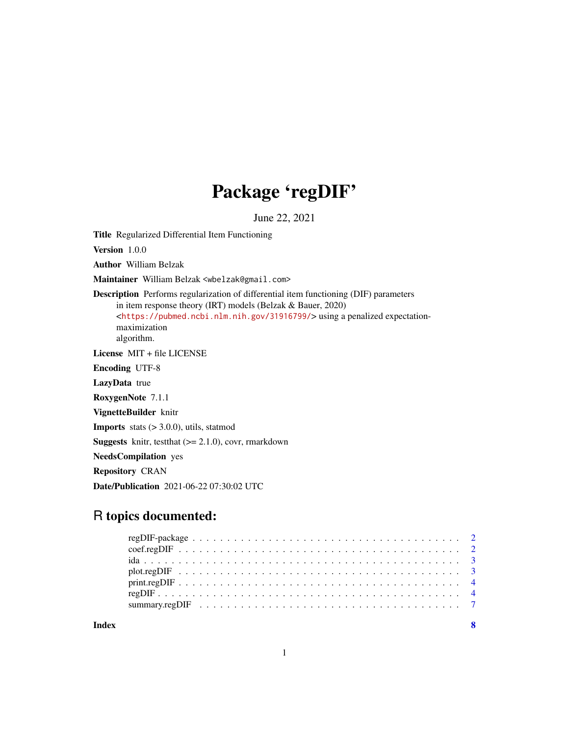# Package 'regDIF'

June 22, 2021

**Title** Regularized Differential Item Functioning

**Version** 1.0.0

**Author** William Belzak

**Maintainer** William Belzak <wbelzak@gmail.com>

**Description** Performs regularization of differential item functioning (DIF) parameters in item response theory (IRT) models (Belzak & Bauer, 2020) <https://pubmed.ncbi.nlm.nih.gov/31916799/> using a penalized expectation-maximization algorithm.

**License** MIT + file LICENSE

**Encoding** UTF-8

**LazyData** true

**RoxygenNote** 7.1.1

**VignetteBuilder** knitr

**Imports** stats (> 3.0.0), utils, statmod

**Suggests** knitr, testthat (>= 2.1.0), covr, rmarkdown

**NeedsCompilation** yes

**Repository** CRAN

**Date/Publication** 2021-06-22 07:30:02 UTC

## R topics documented:

- regDIF-package . . . . . . . . . . 2
- coef.regDIF . . . . . . . . . . 2
- ida . . . . . . . . . . 3
- plot.regDIF . . . . . . . . . . 3
- print.regDIF . . . . . . . . . . 4
- regDIF . . . . . . . . . . 4
- summary.regDIF . . . . . . . . . . 7

**Index** 8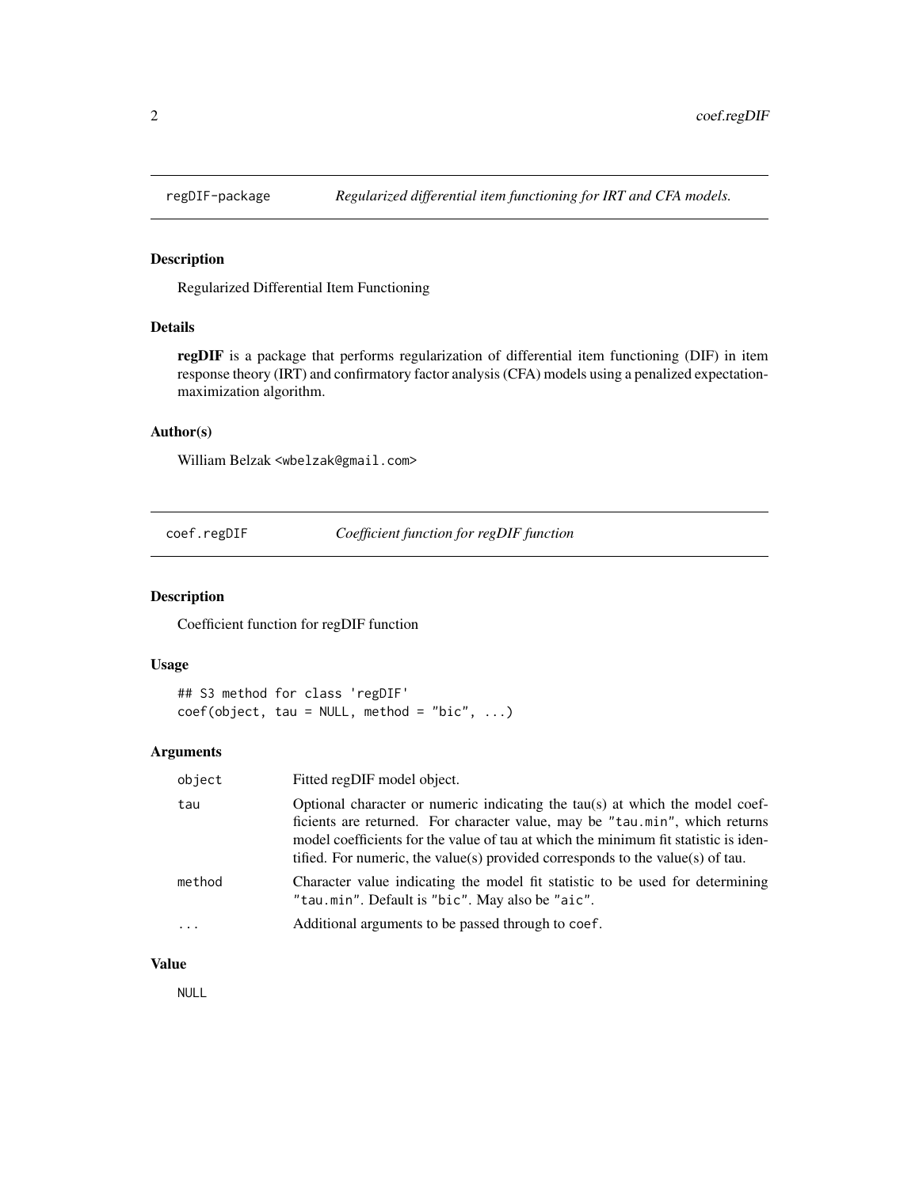## regDIF-package — *Regularized differential item functioning for IRT and CFA models.*

### Description

Regularized Differential Item Functioning

### Details

**regDIF** is a package that performs regularization of differential item functioning (DIF) in item response theory (IRT) and confirmatory factor analysis (CFA) models using a penalized expectation-maximization algorithm.

### Author(s)

William Belzak <wbelzak@gmail.com>

## coef.regDIF — *Coefficient function for regDIF function*

### Description

Coefficient function for regDIF function

### Usage

```
## S3 method for class 'regDIF'
coef(object, tau = NULL, method = "bic", ...)
```

### Arguments

| Argument | Description |
|---|---|
| `object` | Fitted regDIF model object. |
| `tau` | Optional character or numeric indicating the tau(s) at which the model coefficients are returned. For character value, may be "tau.min", which returns model coefficients for the value of tau at which the minimum fit statistic is identified. For numeric, the value(s) provided corresponds to the value(s) of tau. |
| `method` | Character value indicating the model fit statistic to be used for determining "tau.min". Default is "bic". May also be "aic". |
| `...` | Additional arguments to be passed through to `coef`. |

### Value

NULL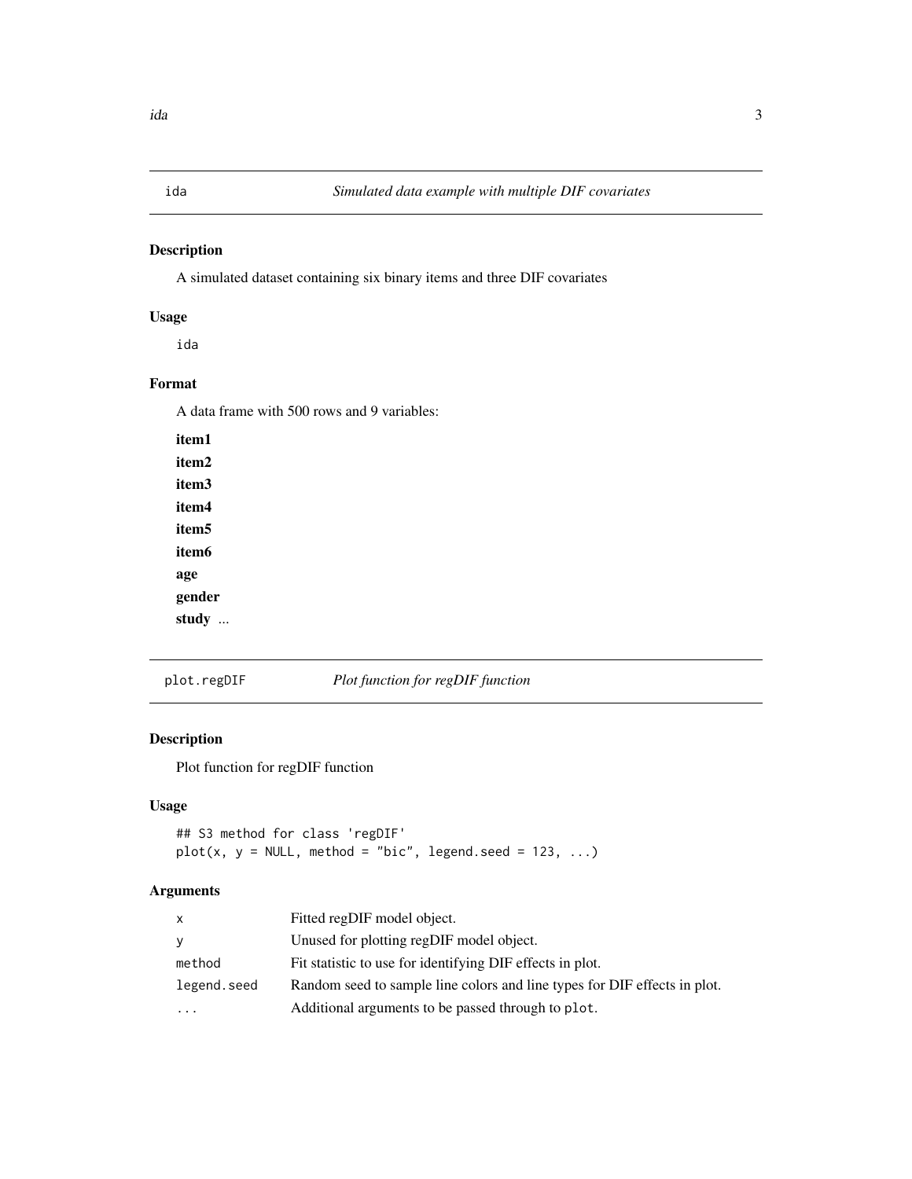## ida — *Simulated data example with multiple DIF covariates*

### Description

A simulated dataset containing six binary items and three DIF covariates

### Usage

```
ida
```

### Format

A data frame with 500 rows and 9 variables:

**item1**

**item2**

**item3**

**item4**

**item5**

**item6**

**age**

**gender**

**study** ...

## plot.regDIF — *Plot function for regDIF function*

### Description

Plot function for regDIF function

### Usage

```
## S3 method for class 'regDIF'
plot(x, y = NULL, method = "bic", legend.seed = 123, ...)
```

### Arguments

| | |
|---|---|
| `x` | Fitted regDIF model object. |
| `y` | Unused for plotting regDIF model object. |
| `method` | Fit statistic to use for identifying DIF effects in plot. |
| `legend.seed` | Random seed to sample line colors and line types for DIF effects in plot. |
| `...` | Additional arguments to be passed through to `plot`. |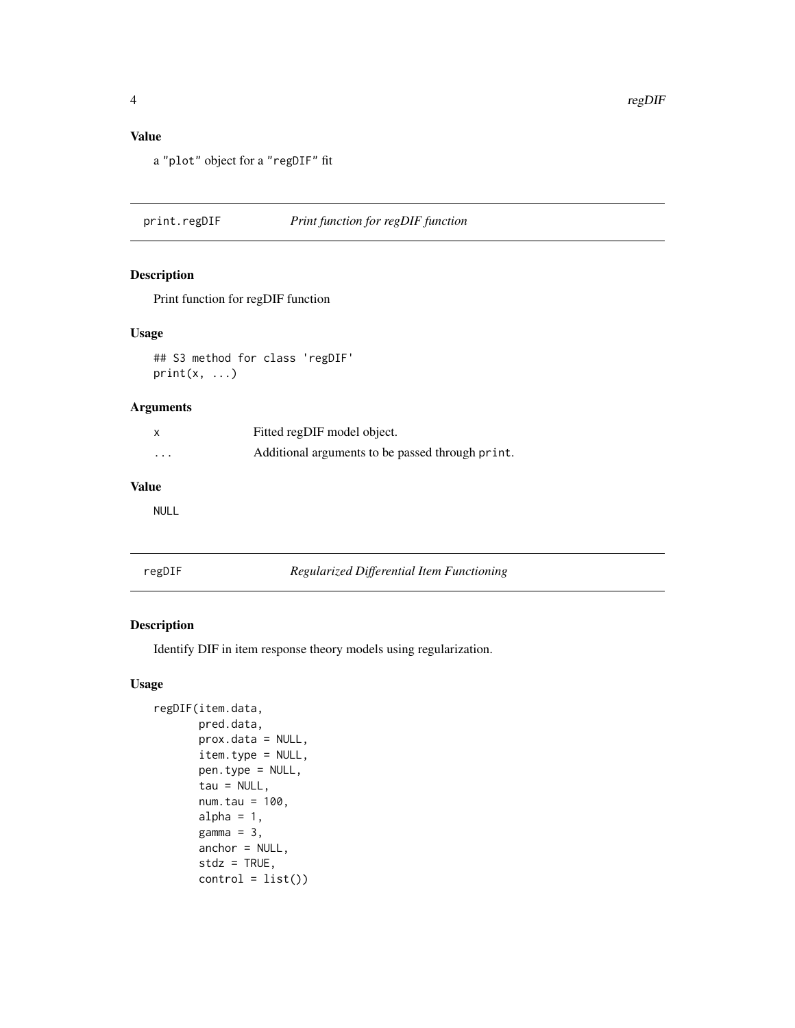## Value

a "plot" object for a "regDIF" fit

## print.regDIF — *Print function for regDIF function*

### Description

Print function for regDIF function

### Usage

```
## S3 method for class 'regDIF'
print(x, ...)
```

### Arguments

| | |
|---|---|
| x | Fitted regDIF model object. |
| ... | Additional arguments to be passed through print. |

### Value

NULL

## regDIF — *Regularized Differential Item Functioning*

### Description

Identify DIF in item response theory models using regularization.

### Usage

```
regDIF(item.data,
       pred.data,
       prox.data = NULL,
       item.type = NULL,
       pen.type = NULL,
       tau = NULL,
       num.tau = 100,
       alpha = 1,
       gamma = 3,
       anchor = NULL,
       stdz = TRUE,
       control = list())
```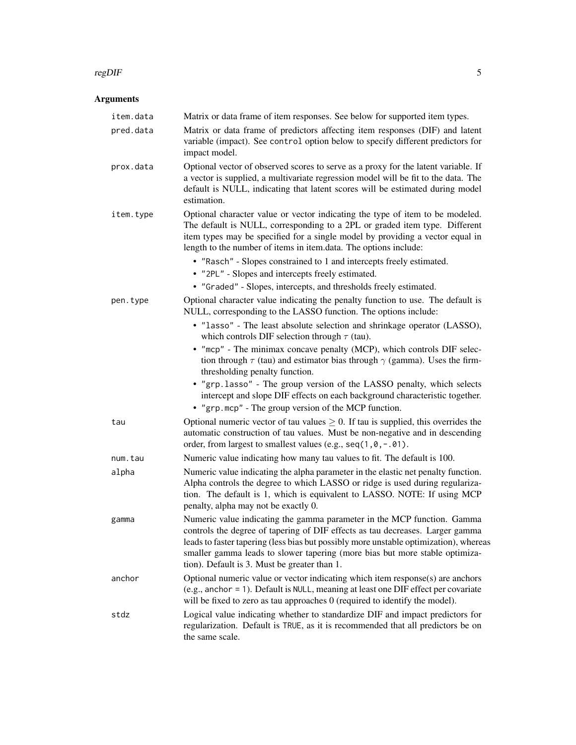## Arguments

- **item.data** — Matrix or data frame of item responses. See below for supported item types.
- **pred.data** — Matrix or data frame of predictors affecting item responses (DIF) and latent variable (impact). See `control` option below to specify different predictors for impact model.
- **prox.data** — Optional vector of observed scores to serve as a proxy for the latent variable. If a vector is supplied, a multivariate regression model will be fit to the data. The default is NULL, indicating that latent scores will be estimated during model estimation.
- **item.type** — Optional character value or vector indicating the type of item to be modeled. The default is NULL, corresponding to a 2PL or graded item type. Different item types may be specified for a single model by providing a vector equal in length to the number of items in item.data. The options include:
  - `"Rasch"` - Slopes constrained to 1 and intercepts freely estimated.
  - `"2PL"` - Slopes and intercepts freely estimated.
  - `"Graded"` - Slopes, intercepts, and thresholds freely estimated.
- **pen.type** — Optional character value indicating the penalty function to use. The default is NULL, corresponding to the LASSO function. The options include:
  - `"lasso"` - The least absolute selection and shrinkage operator (LASSO), which controls DIF selection through $\tau$ (tau).
  - `"mcp"` - The minimax concave penalty (MCP), which controls DIF selection through $\tau$ (tau) and estimator bias through $\gamma$ (gamma). Uses the firm-thresholding penalty function.
  - `"grp.lasso"` - The group version of the LASSO penalty, which selects intercept and slope DIF effects on each background characteristic together.
  - `"grp.mcp"` - The group version of the MCP function.
- **tau** — Optional numeric vector of tau values $\geq 0$. If tau is supplied, this overrides the automatic construction of tau values. Must be non-negative and in descending order, from largest to smallest values (e.g., `seq(1,0,-.01)`).
- **num.tau** — Numeric value indicating how many tau values to fit. The default is 100.
- **alpha** — Numeric value indicating the alpha parameter in the elastic net penalty function. Alpha controls the degree to which LASSO or ridge is used during regularization. The default is 1, which is equivalent to LASSO. NOTE: If using MCP penalty, alpha may not be exactly 0.
- **gamma** — Numeric value indicating the gamma parameter in the MCP function. Gamma controls the degree of tapering of DIF effects as tau decreases. Larger gamma leads to faster tapering (less bias but possibly more unstable optimization), whereas smaller gamma leads to slower tapering (more bias but more stable optimization). Default is 3. Must be greater than 1.
- **anchor** — Optional numeric value or vector indicating which item response(s) are anchors (e.g., `anchor = 1`). Default is `NULL`, meaning at least one DIF effect per covariate will be fixed to zero as tau approaches 0 (required to identify the model).
- **stdz** — Logical value indicating whether to standardize DIF and impact predictors for regularization. Default is `TRUE`, as it is recommended that all predictors be on the same scale.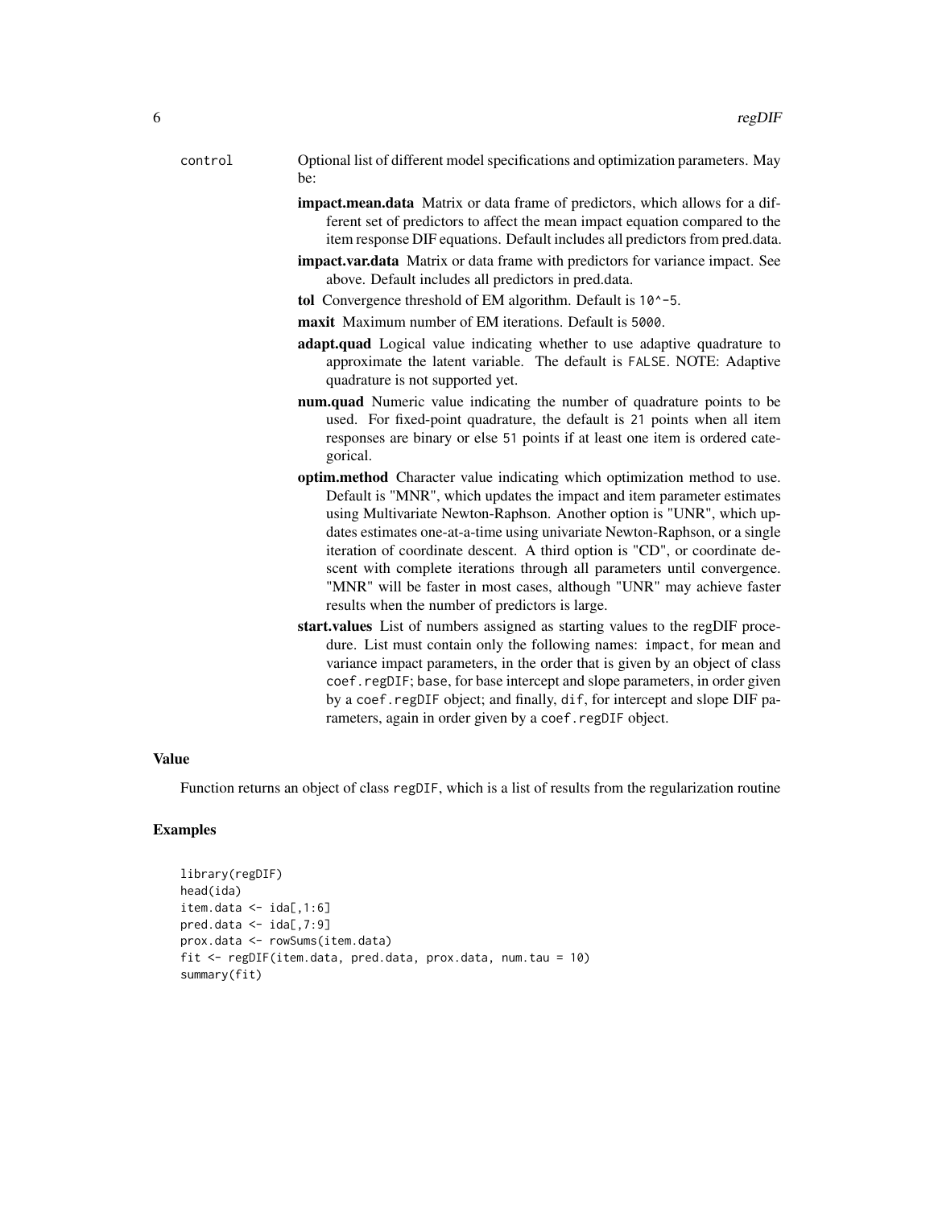`control` Optional list of different model specifications and optimization parameters. May be:

- **impact.mean.data** Matrix or data frame of predictors, which allows for a different set of predictors to affect the mean impact equation compared to the item response DIF equations. Default includes all predictors from pred.data.
- **impact.var.data** Matrix or data frame with predictors for variance impact. See above. Default includes all predictors in pred.data.
- **tol** Convergence threshold of EM algorithm. Default is `10^-5`.
- **maxit** Maximum number of EM iterations. Default is `5000`.
- **adapt.quad** Logical value indicating whether to use adaptive quadrature to approximate the latent variable. The default is `FALSE`. NOTE: Adaptive quadrature is not supported yet.
- **num.quad** Numeric value indicating the number of quadrature points to be used. For fixed-point quadrature, the default is `21` points when all item responses are binary or else `51` points if at least one item is ordered categorical.
- **optim.method** Character value indicating which optimization method to use. Default is "MNR", which updates the impact and item parameter estimates using Multivariate Newton-Raphson. Another option is "UNR", which updates estimates one-at-a-time using univariate Newton-Raphson, or a single iteration of coordinate descent. A third option is "CD", or coordinate descent with complete iterations through all parameters until convergence. "MNR" will be faster in most cases, although "UNR" may achieve faster results when the number of predictors is large.
- **start.values** List of numbers assigned as starting values to the regDIF procedure. List must contain only the following names: `impact`, for mean and variance impact parameters, in the order that is given by an object of class `coef.regDIF`; `base`, for base intercept and slope parameters, in order given by a `coef.regDIF` object; and finally, `dif`, for intercept and slope DIF parameters, again in order given by a `coef.regDIF` object.

## Value

Function returns an object of class `regDIF`, which is a list of results from the regularization routine

## Examples

```
library(regDIF)
head(ida)
item.data <- ida[,1:6]
pred.data <- ida[,7:9]
prox.data <- rowSums(item.data)
fit <- regDIF(item.data, pred.data, prox.data, num.tau = 10)
summary(fit)
```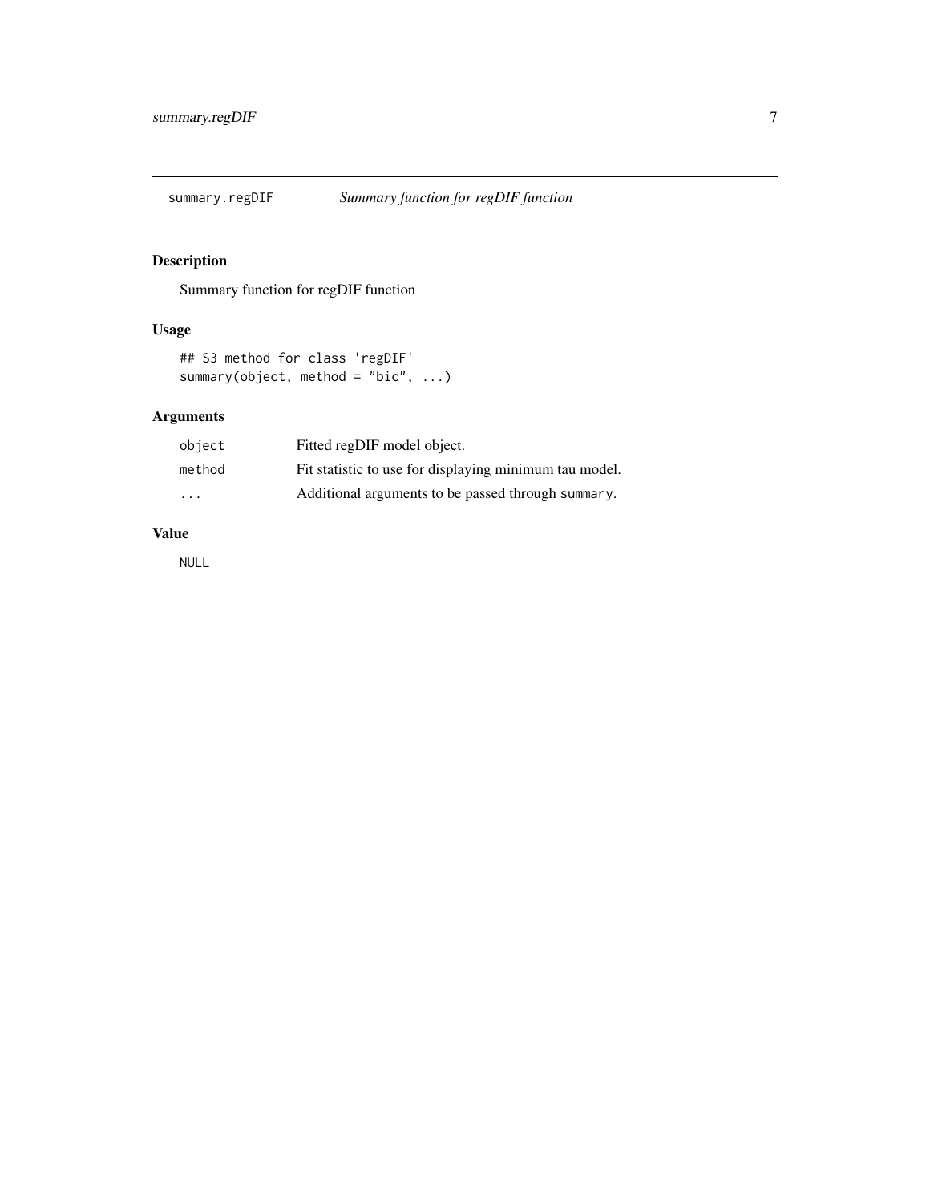## summary.regDIF — *Summary function for regDIF function*

### Description

Summary function for regDIF function

### Usage

```
## S3 method for class 'regDIF'
summary(object, method = "bic", ...)
```

### Arguments

| | |
|---|---|
| object | Fitted regDIF model object. |
| method | Fit statistic to use for displaying minimum tau model. |
| ... | Additional arguments to be passed through summary. |

### Value

NULL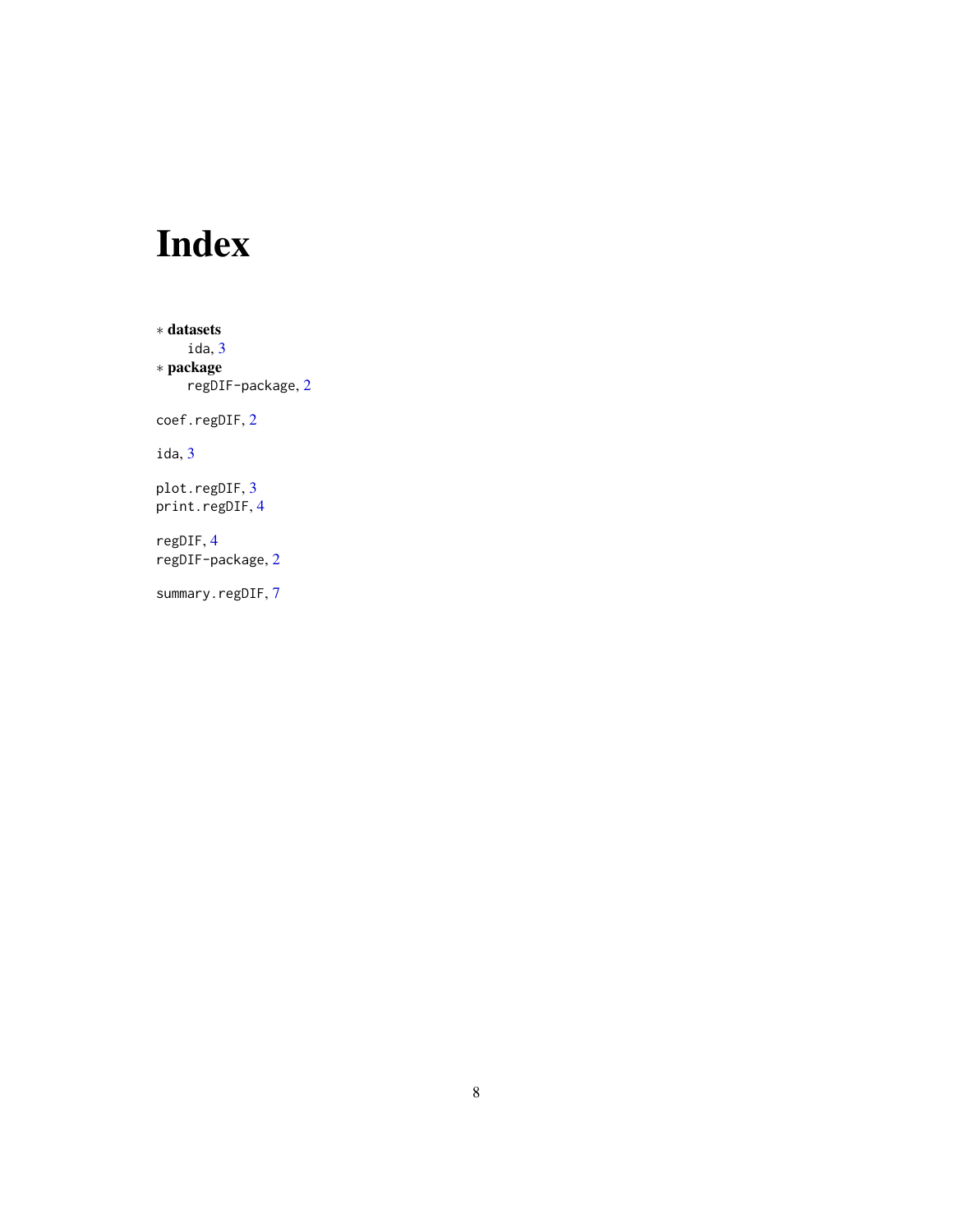# Index

* **datasets**
    ida, 3
* **package**
    regDIF-package, 2

coef.regDIF, 2

ida, 3

plot.regDIF, 3
print.regDIF, 4

regDIF, 4
regDIF-package, 2

summary.regDIF, 7